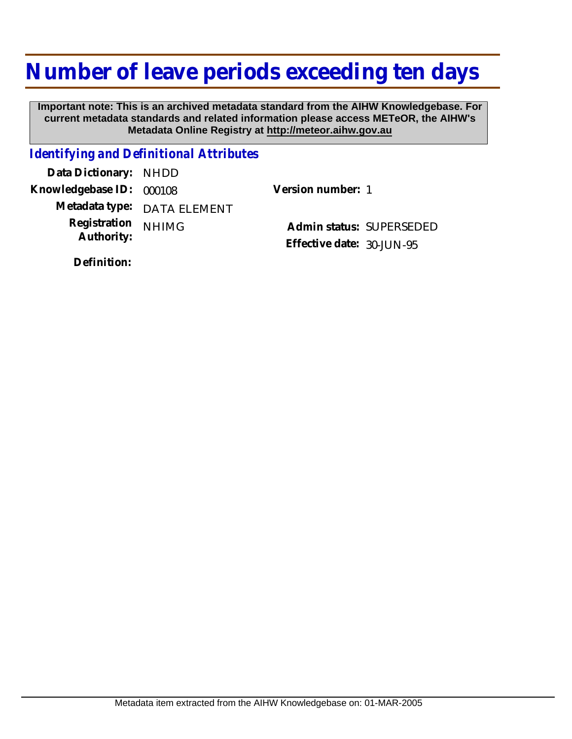# Number of leave periods exceeding ten days

**Important note: This is an archived metadata standard from the AIHW Knowledgebase. For current metadata standards and related information please access METeOR, the AIHW's Metadata Online Registry at http://meteor.aihw.gov.au**

## *Identifying and Definitional Attributes*

**Data Dictionary:** NHDD

**Knowledgebase ID:** 000108

**Version number:** 1

**Metadata type:** DATA ELEMENT

**Registration Authority:** NHIMG

**Admin status:** SUPERSEDED

**Effective date:** 30-JUN-95

**Definition:**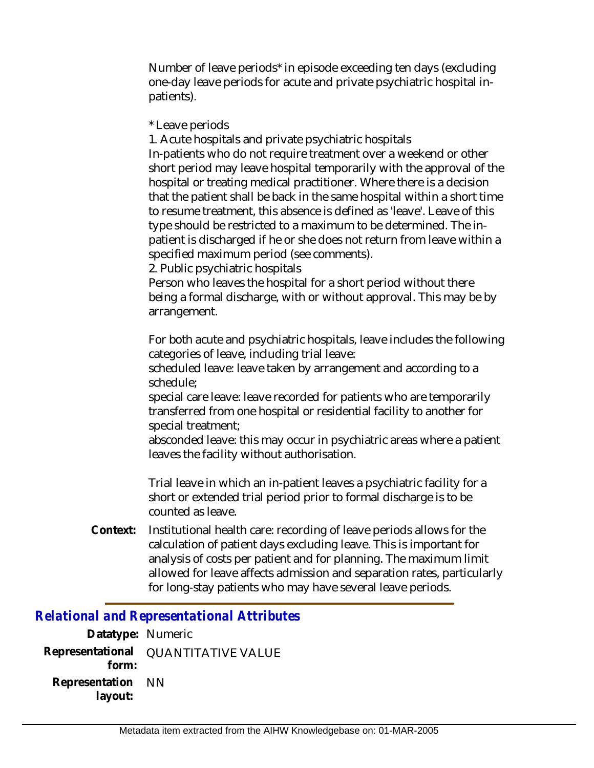Number of leave periods* in episode exceeding ten days (excluding one-day leave periods for acute and private psychiatric hospital in-patients).

* Leave periods

1. Acute hospitals and private psychiatric hospitals

In-patients who do not require treatment over a weekend or other short period may leave hospital temporarily with the approval of the hospital or treating medical practitioner. Where there is a decision that the patient shall be back in the same hospital within a short time to resume treatment, this absence is defined as 'leave'. Leave of this type should be restricted to a maximum to be determined. The in-patient is discharged if he or she does not return from leave within a specified maximum period (see comments).

2. Public psychiatric hospitals

Person who leaves the hospital for a short period without there being a formal discharge, with or without approval. This may be by arrangement.

For both acute and psychiatric hospitals, leave includes the following categories of leave, including trial leave:

scheduled leave: leave taken by arrangement and according to a schedule;

special care leave: leave recorded for patients who are temporarily transferred from one hospital or residential facility to another for special treatment;

absconded leave: this may occur in psychiatric areas where a patient leaves the facility without authorisation.

Trial leave in which an in-patient leaves a psychiatric facility for a short or extended trial period prior to formal discharge is to be counted as leave.

**Context:** Institutional health care: recording of leave periods allows for the calculation of patient days excluding leave. This is important for analysis of costs per patient and for planning. The maximum limit allowed for leave affects admission and separation rates, particularly for long-stay patients who may have several leave periods.

## *Relational and Representational Attributes*

**Datatype:** Numeric

**Representational form:** QUANTITATIVE VALUE

**Representation layout:** NN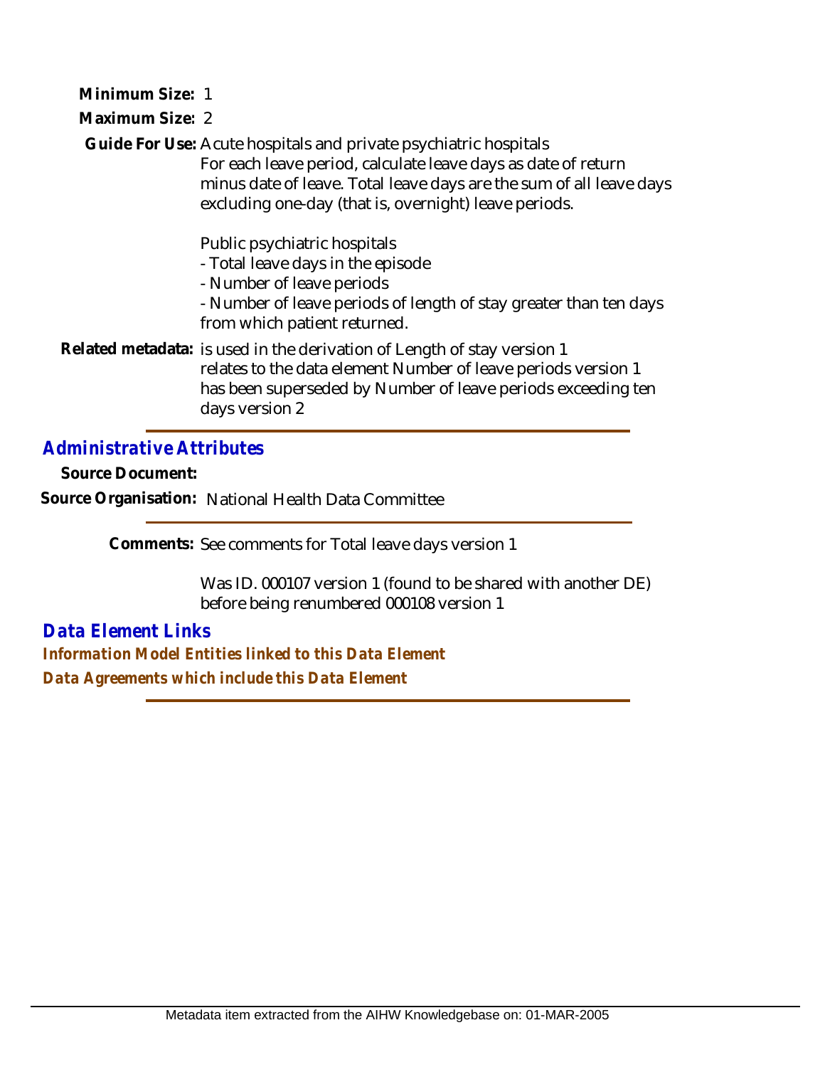**Minimum Size:** 1

**Maximum Size:** 2

**Guide For Use:** Acute hospitals and private psychiatric hospitals
For each leave period, calculate leave days as date of return minus date of leave. Total leave days are the sum of all leave days excluding one-day (that is, overnight) leave periods.

Public psychiatric hospitals
- Total leave days in the episode
- Number of leave periods
- Number of leave periods of length of stay greater than ten days from which patient returned.

**Related metadata:** is used in the derivation of Length of stay version 1
relates to the data element Number of leave periods version 1
has been superseded by Number of leave periods exceeding ten days version 2

## Administrative Attributes

**Source Document:**

**Source Organisation:** National Health Data Committee

**Comments:** See comments for Total leave days version 1

Was ID. 000107 version 1 (found to be shared with another DE) before being renumbered 000108 version 1

## Data Element Links

### Information Model Entities linked to this Data Element

### Data Agreements which include this Data Element